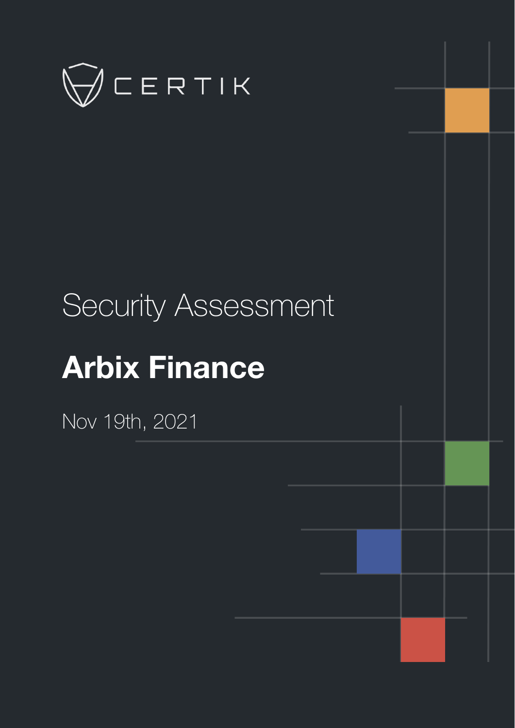CERTIK

# Security Assessment

## Arbix Finance

Nov 19th, 2021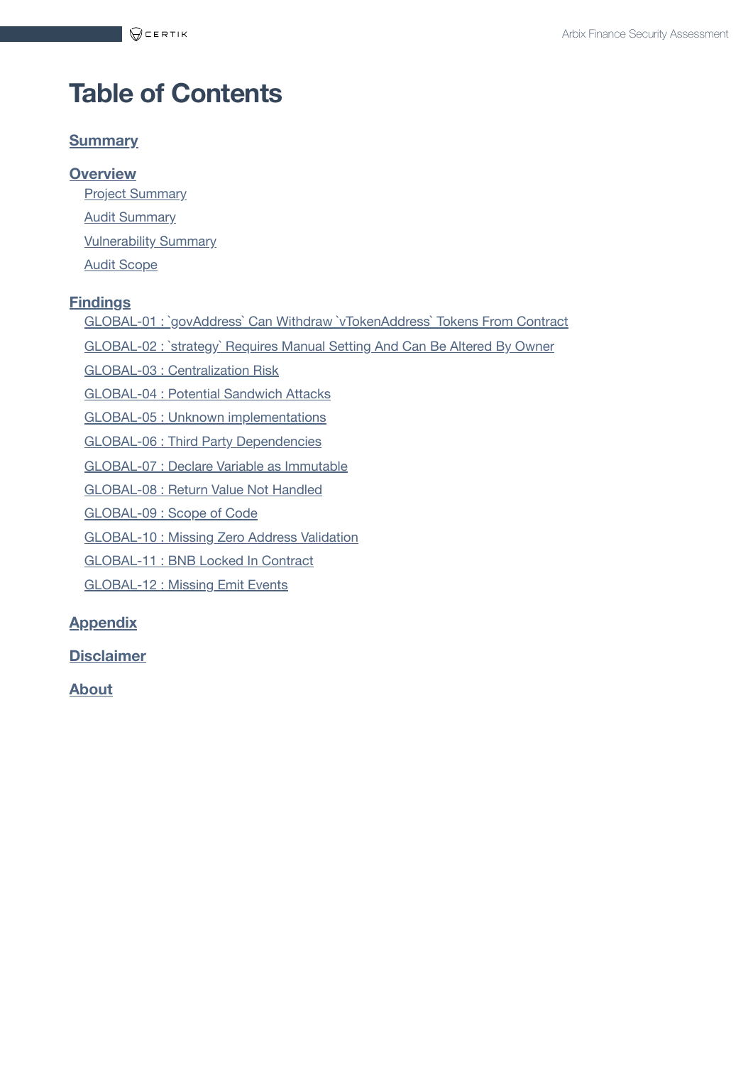# Table of Contents

**Summary**

**Overview**

- Project Summary
- Audit Summary
- Vulnerability Summary
- Audit Scope

**Findings**

- GLOBAL-01 : `govAddress` Can Withdraw `vTokenAddress` Tokens From Contract
- GLOBAL-02 : `strategy` Requires Manual Setting And Can Be Altered By Owner
- GLOBAL-03 : Centralization Risk
- GLOBAL-04 : Potential Sandwich Attacks
- GLOBAL-05 : Unknown implementations
- GLOBAL-06 : Third Party Dependencies
- GLOBAL-07 : Declare Variable as Immutable
- GLOBAL-08 : Return Value Not Handled
- GLOBAL-09 : Scope of Code
- GLOBAL-10 : Missing Zero Address Validation
- GLOBAL-11 : BNB Locked In Contract
- GLOBAL-12 : Missing Emit Events

**Appendix**

**Disclaimer**

**About**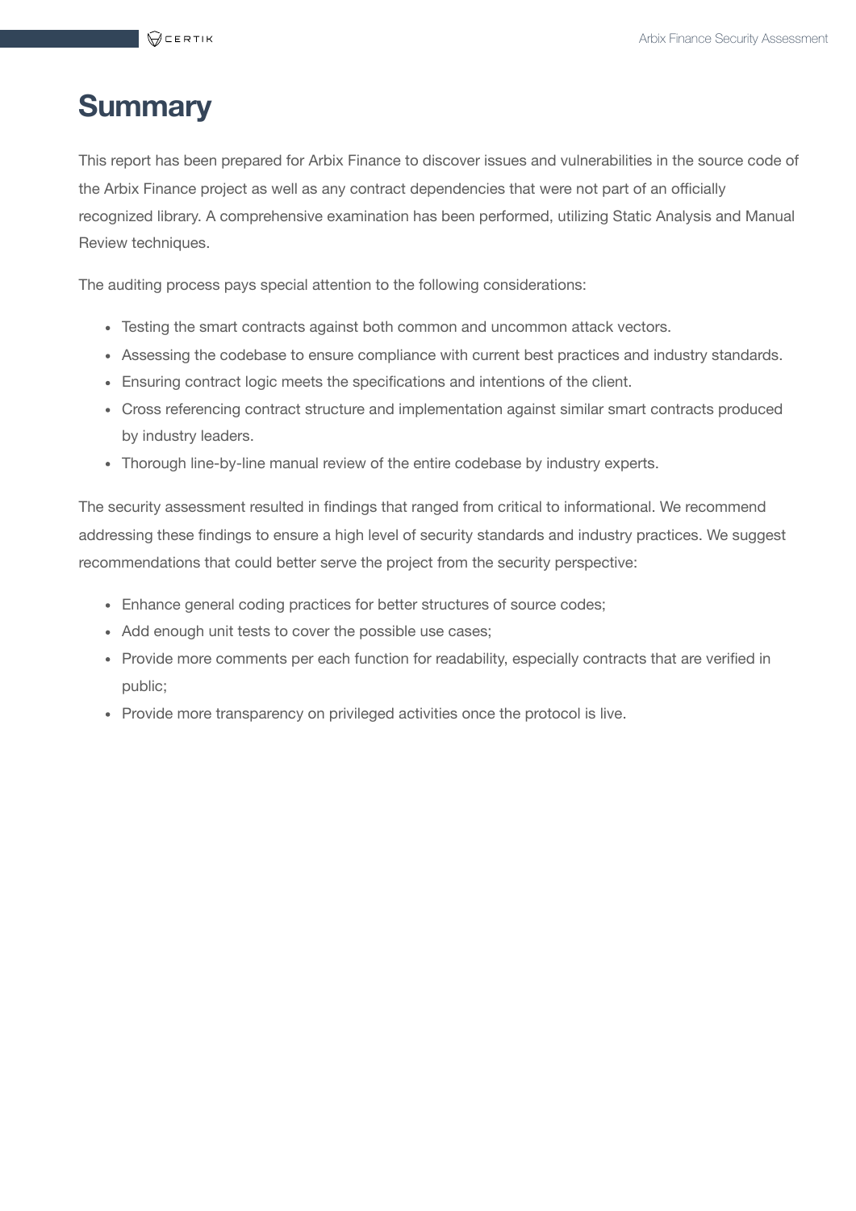# Summary

This report has been prepared for Arbix Finance to discover issues and vulnerabilities in the source code of the Arbix Finance project as well as any contract dependencies that were not part of an officially recognized library. A comprehensive examination has been performed, utilizing Static Analysis and Manual Review techniques.

The auditing process pays special attention to the following considerations:

- Testing the smart contracts against both common and uncommon attack vectors.
- Assessing the codebase to ensure compliance with current best practices and industry standards.
- Ensuring contract logic meets the specifications and intentions of the client.
- Cross referencing contract structure and implementation against similar smart contracts produced by industry leaders.
- Thorough line-by-line manual review of the entire codebase by industry experts.

The security assessment resulted in findings that ranged from critical to informational. We recommend addressing these findings to ensure a high level of security standards and industry practices. We suggest recommendations that could better serve the project from the security perspective:

- Enhance general coding practices for better structures of source codes;
- Add enough unit tests to cover the possible use cases;
- Provide more comments per each function for readability, especially contracts that are verified in public;
- Provide more transparency on privileged activities once the protocol is live.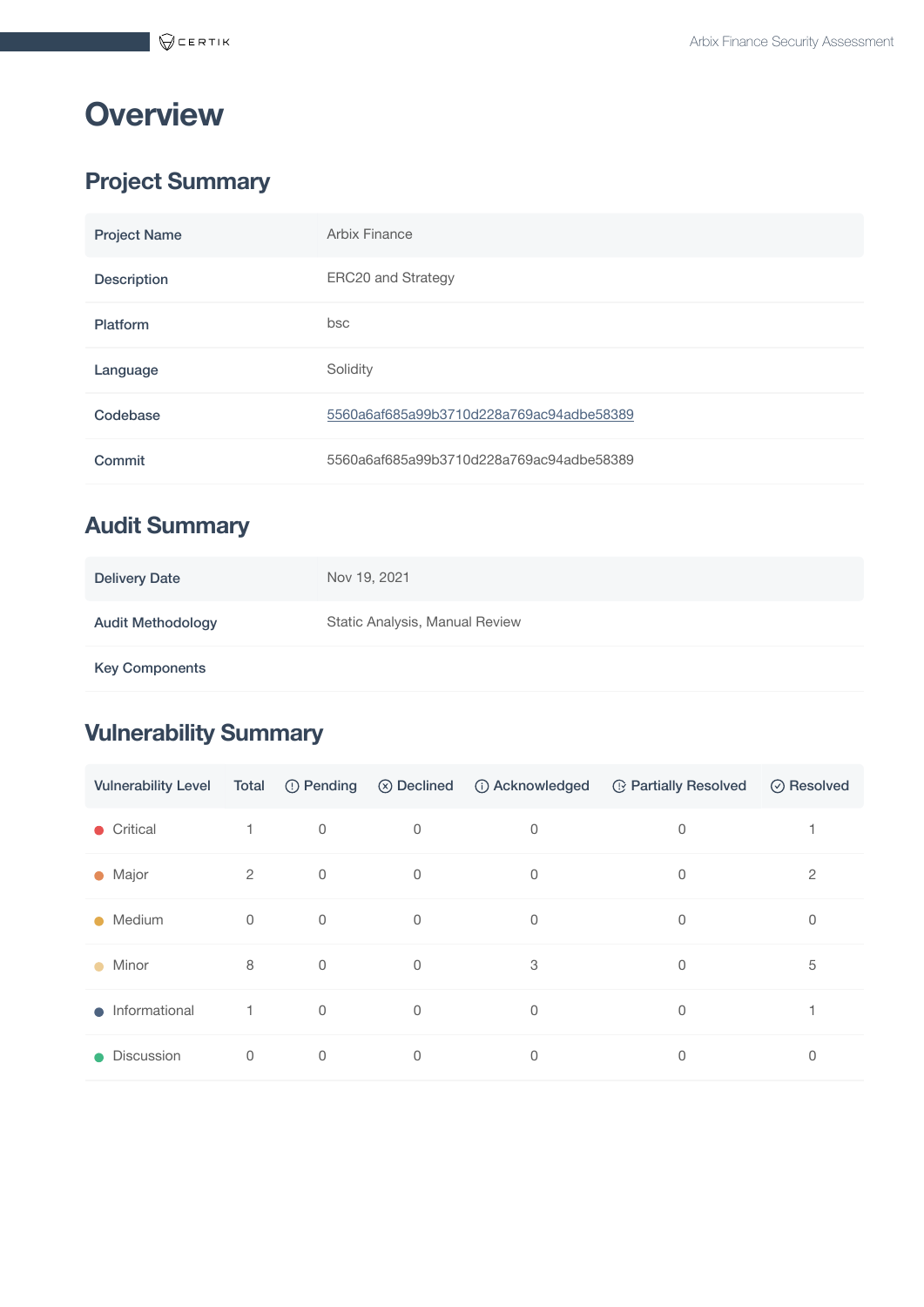# Overview

## Project Summary

| Project Name | Arbix Finance |
| --- | --- |
| Description | ERC20 and Strategy |
| Platform | bsc |
| Language | Solidity |
| Codebase | [5560a6af685a99b3710d228a769ac94adbe58389]() |
| Commit | 5560a6af685a99b3710d228a769ac94adbe58389 |

## Audit Summary

| Delivery Date | Nov 19, 2021 |
| --- | --- |
| Audit Methodology | Static Analysis, Manual Review |
| Key Components | |

## Vulnerability Summary

| Vulnerability Level | Total | Pending | Declined | Acknowledged | Partially Resolved | Resolved |
| --- | --- | --- | --- | --- | --- | --- |
| Critical | 1 | 0 | 0 | 0 | 0 | 1 |
| Major | 2 | 0 | 0 | 0 | 0 | 2 |
| Medium | 0 | 0 | 0 | 0 | 0 | 0 |
| Minor | 8 | 0 | 0 | 3 | 0 | 5 |
| Informational | 1 | 0 | 0 | 0 | 0 | 1 |
| Discussion | 0 | 0 | 0 | 0 | 0 | 0 |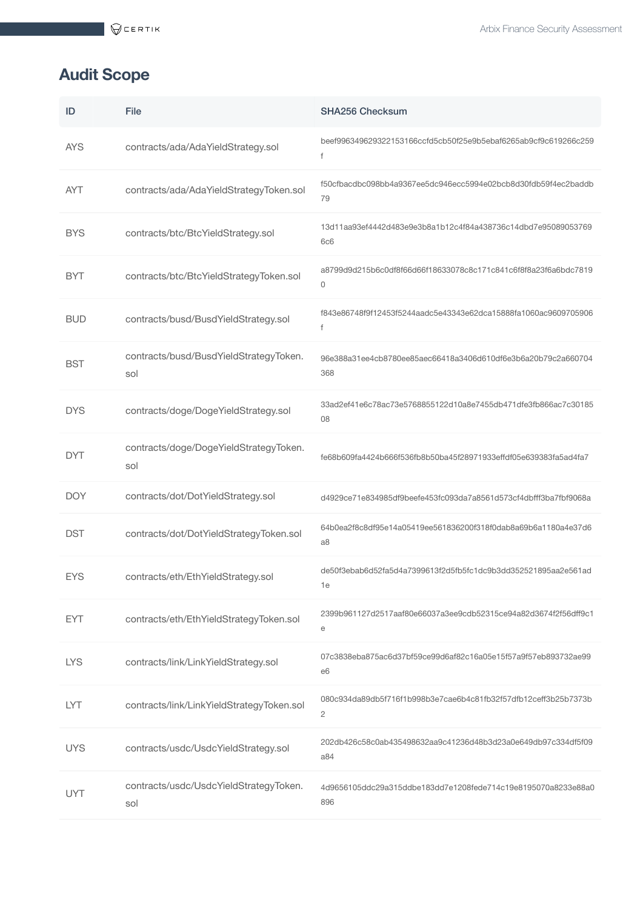## Audit Scope

| ID | File | SHA256 Checksum |
|---|---|---|
| AYS | contracts/ada/AdaYieldStrategy.sol | beef996349629322153166ccfd5cb50f25e9b5ebaf6265ab9cf9c619266c259f |
| AYT | contracts/ada/AdaYieldStrategyToken.sol | f50cfbacdbc098bb4a9367ee5dc946ecc5994e02bcb8d30fdb59f4ec2baddb79 |
| BYS | contracts/btc/BtcYieldStrategy.sol | 13d11aa93ef4442d483e9e3b8a1b12c4f84a438736c14dbd7e950890537696c6 |
| BYT | contracts/btc/BtcYieldStrategyToken.sol | a8799d9d215b6c0df8f66d66f18633078c8c171c841c6f8f8a23f6a6bdc78190 |
| BUD | contracts/busd/BusdYieldStrategy.sol | f843e86748f9f12453f5244aadc5e43343e62dca15888fa1060ac9609705906f |
| BST | contracts/busd/BusdYieldStrategyToken.sol | 96e388a31ee4cb8780ee85aec66418a3406d610df6e3b6a20b79c2a660704368 |
| DYS | contracts/doge/DogeYieldStrategy.sol | 33ad2ef41e6c78ac73e5768855122d10a8e7455db471dfe3fb866ac7c3018508 |
| DYT | contracts/doge/DogeYieldStrategyToken.sol | fe68b609fa4424b666f536fb8b50ba45f28971933effdf05e639383fa5ad4fa7 |
| DOY | contracts/dot/DotYieldStrategy.sol | d4929ce71e834985df9beefe453fc093da7a8561d573cf4dbfff3ba7fbf9068a |
| DST | contracts/dot/DotYieldStrategyToken.sol | 64b0ea2f8c8df95e14a05419ee561836200f318f0dab8a69b6a1180a4e37d6a8 |
| EYS | contracts/eth/EthYieldStrategy.sol | de50f3ebab6d52fa5d4a7399613f2d5fb5fc1dc9b3dd352521895aa2e561ad1e |
| EYT | contracts/eth/EthYieldStrategyToken.sol | 2399b961127d2517aaf80e66037a3ee9cdb52315ce94a82d3674f2f56dff9c1e |
| LYS | contracts/link/LinkYieldStrategy.sol | 07c3838eba875ac6d37bf59ce99d6af82c16a05e15f57a9f57eb893732ae99e6 |
| LYT | contracts/link/LinkYieldStrategyToken.sol | 080c934da89db5f716f1b998b3e7cae6b4c81fb32f57dfb12ceff3b25b7373b2 |
| UYS | contracts/usdc/UsdcYieldStrategy.sol | 202db426c58c0ab435498632aa9c41236d48b3d23a0e649db97c334df5f09a84 |
| UYT | contracts/usdc/UsdcYieldStrategyToken.sol | 4d9656105ddc29a315ddbe183dd7e1208fede714c19e8195070a8233e88a0896 |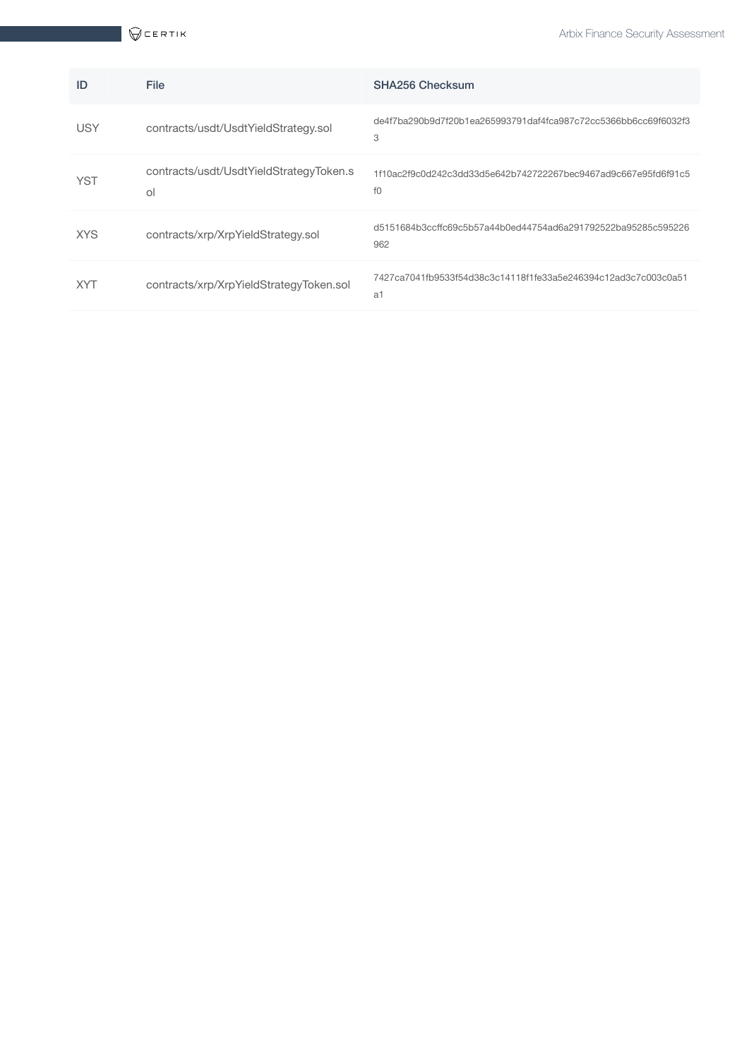| ID | File | SHA256 Checksum |
| --- | --- | --- |
| USY | contracts/usdt/UsdtYieldStrategy.sol | de4f7ba290b9d7f20b1ea265993791daf4fca987c72cc5366bb6cc69f6032f33 |
| YST | contracts/usdt/UsdtYieldStrategyToken.sol | 1f10ac2f9c0d242c3dd33d5e642b742722267bec9467ad9c667e95fd6f91c5f0 |
| XYS | contracts/xrp/XrpYieldStrategy.sol | d5151684b3ccffc69c5b57a44b0ed44754ad6a291792522ba95285c595226962 |
| XYT | contracts/xrp/XrpYieldStrategyToken.sol | 7427ca7041fb9533f54d38c3c14118f1fe33a5e246394c12ad3c7c003c0a51a1 |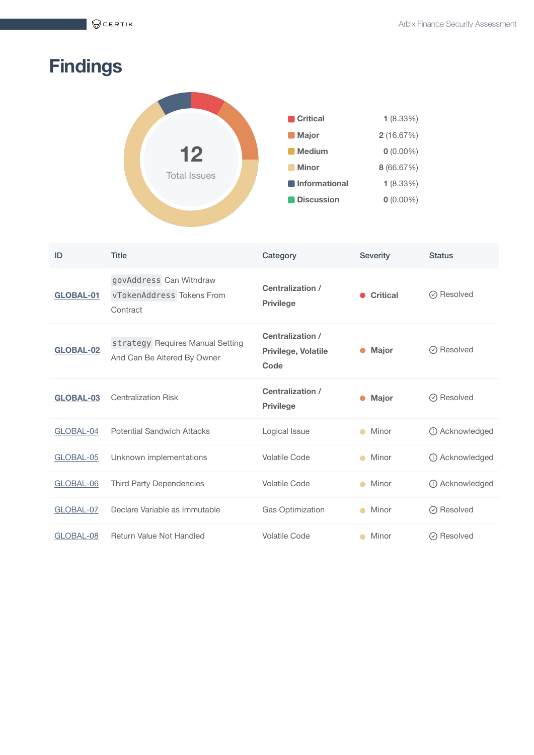# Findings

12
Total Issues

Critical 1 (8.33%)
Major 2 (16.67%)
Medium 0 (0.00%)
Minor 8 (66.67%)
Informational 1 (8.33%)
Discussion 0 (0.00%)

| ID | Title | Category | Severity | Status |
|---|---|---|---|---|
| **GLOBAL-01** | `govAddress` Can Withdraw `vTokenAddress` Tokens From Contract | **Centralization / Privilege** | **Critical** | Resolved |
| **GLOBAL-02** | `strategy` Requires Manual Setting And Can Be Altered By Owner | **Centralization / Privilege, Volatile Code** | **Major** | Resolved |
| **GLOBAL-03** | Centralization Risk | **Centralization / Privilege** | **Major** | Resolved |
| GLOBAL-04 | Potential Sandwich Attacks | Logical Issue | Minor | Acknowledged |
| GLOBAL-05 | Unknown implementations | Volatile Code | Minor | Acknowledged |
| GLOBAL-06 | Third Party Dependencies | Volatile Code | Minor | Acknowledged |
| GLOBAL-07 | Declare Variable as Immutable | Gas Optimization | Minor | Resolved |
| GLOBAL-08 | Return Value Not Handled | Volatile Code | Minor | Resolved |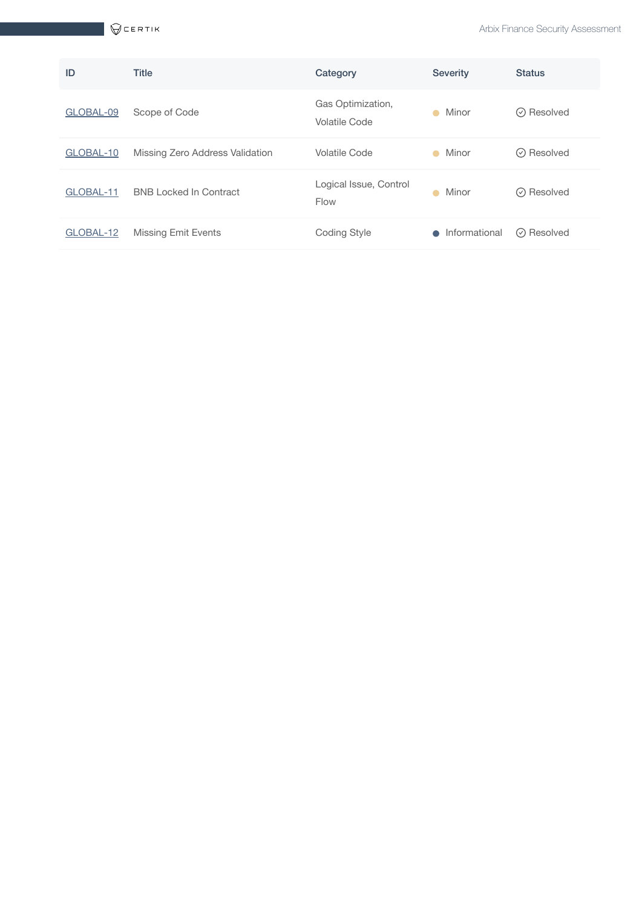| ID | Title | Category | Severity | Status |
|---|---|---|---|---|
| GLOBAL-09 | Scope of Code | Gas Optimization, Volatile Code | Minor | Resolved |
| GLOBAL-10 | Missing Zero Address Validation | Volatile Code | Minor | Resolved |
| GLOBAL-11 | BNB Locked In Contract | Logical Issue, Control Flow | Minor | Resolved |
| GLOBAL-12 | Missing Emit Events | Coding Style | Informational | Resolved |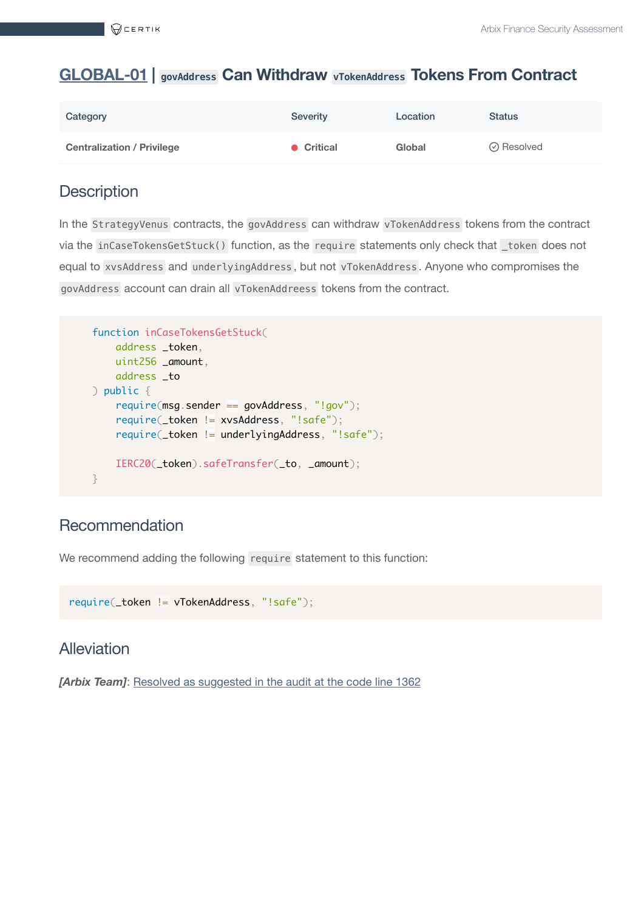## GLOBAL-01 | `govAddress` Can Withdraw `vTokenAddress` Tokens From Contract

| Category | Severity | Location | Status |
|---|---|---|---|
| Centralization / Privilege | Critical | Global | Resolved |

### Description

In the `StrategyVenus` contracts, the `govAddress` can withdraw `vTokenAddress` tokens from the contract via the `inCaseTokensGetStuck()` function, as the `require` statements only check that `_token` does not equal to `xvsAddress` and `underlyingAddress`, but not `vTokenAddress`. Anyone who compromises the `govAddress` account can drain all `vTokenAddreess` tokens from the contract.

```
function inCaseTokensGetStuck(
    address _token,
    uint256 _amount,
    address _to
) public {
    require(msg.sender == govAddress, "!gov");
    require(_token != xvsAddress, "!safe");
    require(_token != underlyingAddress, "!safe");

    IERC20(_token).safeTransfer(_to, _amount);
}
```

### Recommendation

We recommend adding the following `require` statement to this function:

```
require(_token != vTokenAddress, "!safe");
```

### Alleviation

***[Arbix Team]***: Resolved as suggested in the audit at the code line 1362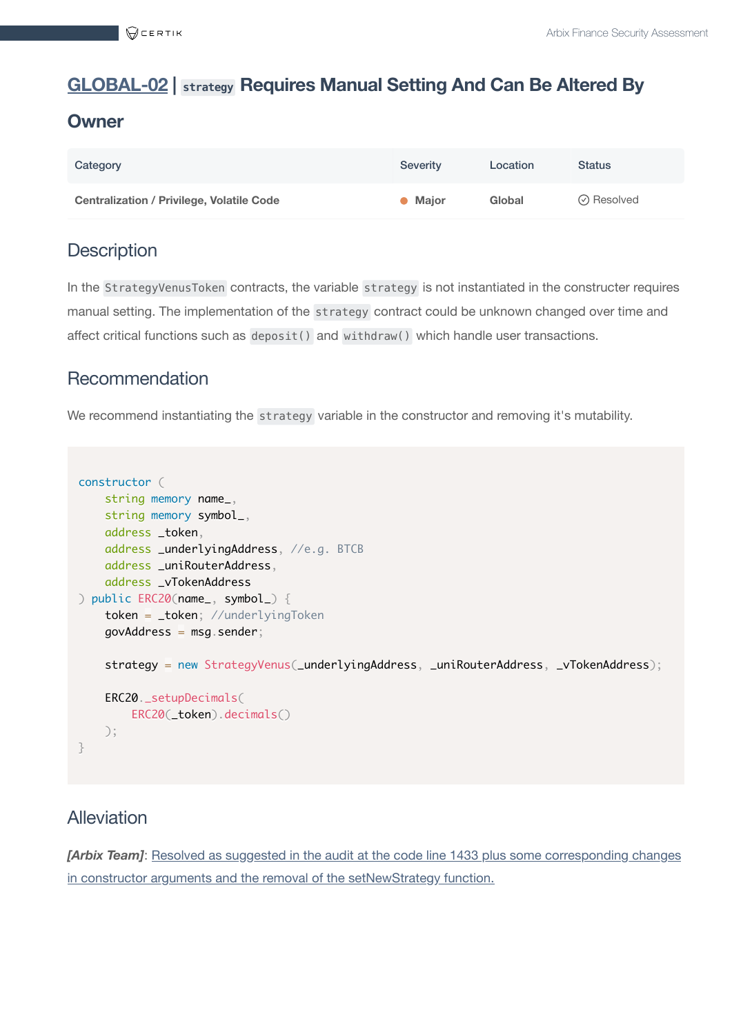# GLOBAL-02 | `strategy` Requires Manual Setting And Can Be Altered By Owner

| Category | Severity | Location | Status |
| --- | --- | --- | --- |
| Centralization / Privilege, Volatile Code | Major | Global | Resolved |

## Description

In the `StrategyVenusToken` contracts, the variable `strategy` is not instantiated in the constructer requires manual setting. The implementation of the `strategy` contract could be unknown changed over time and affect critical functions such as `deposit()` and `withdraw()` which handle user transactions.

## Recommendation

We recommend instantiating the `strategy` variable in the constructor and removing it's mutability.

```
constructor (
    string memory name_,
    string memory symbol_,
    address _token,
    address _underlyingAddress, //e.g. BTCB
    address _uniRouterAddress,
    address _vTokenAddress
) public ERC20(name_, symbol_) {
    token = _token; //underlyingToken
    govAddress = msg.sender;

    strategy = new StrategyVenus(_underlyingAddress, _uniRouterAddress, _vTokenAddress);

    ERC20._setupDecimals(
        ERC20(_token).decimals()
    );
}
```

## Alleviation

*[Arbix Team]*: Resolved as suggested in the audit at the code line 1433 plus some corresponding changes in constructor arguments and the removal of the setNewStrategy function.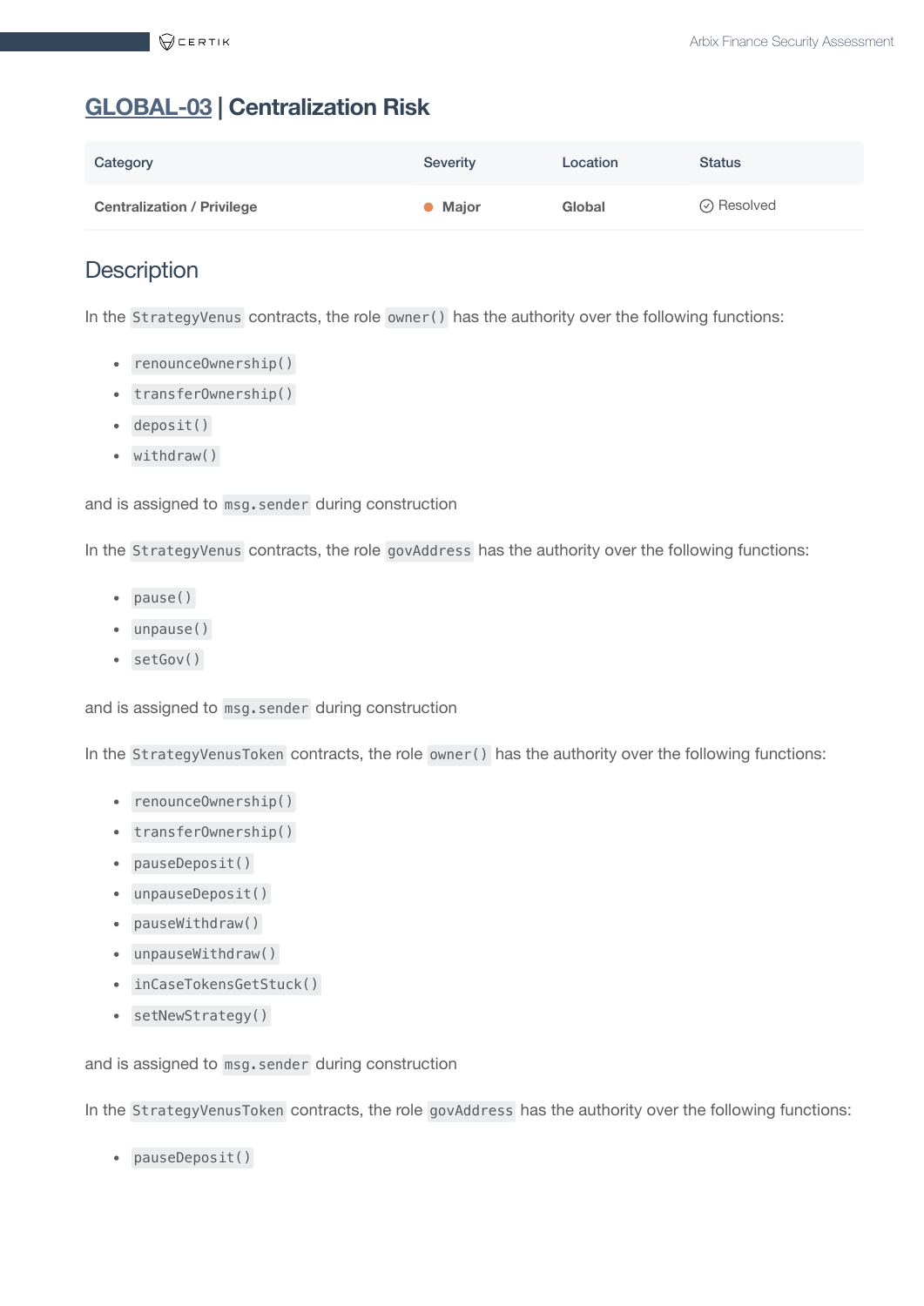## GLOBAL-03 | Centralization Risk

| Category | Severity | Location | Status |
| --- | --- | --- | --- |
| Centralization / Privilege | Major | Global | Resolved |

### Description

In the `StrategyVenus` contracts, the role `owner()` has the authority over the following functions:

- `renounceOwnership()`
- `transferOwnership()`
- `deposit()`
- `withdraw()`

and is assigned to `msg.sender` during construction

In the `StrategyVenus` contracts, the role `govAddress` has the authority over the following functions:

- `pause()`
- `unpause()`
- `setGov()`

and is assigned to `msg.sender` during construction

In the `StrategyVenusToken` contracts, the role `owner()` has the authority over the following functions:

- `renounceOwnership()`
- `transferOwnership()`
- `pauseDeposit()`
- `unpauseDeposit()`
- `pauseWithdraw()`
- `unpauseWithdraw()`
- `inCaseTokensGetStuck()`
- `setNewStrategy()`

and is assigned to `msg.sender` during construction

In the `StrategyVenusToken` contracts, the role `govAddress` has the authority over the following functions:

- `pauseDeposit()`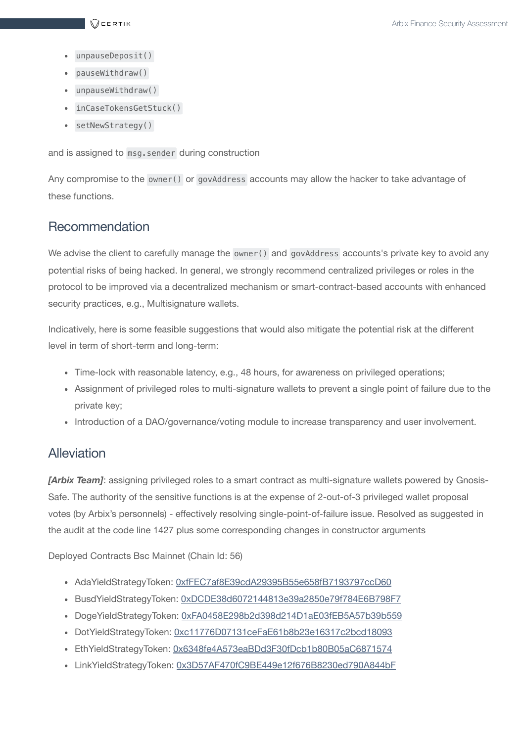- `unpauseDeposit()`
- `pauseWithdraw()`
- `unpauseWithdraw()`
- `inCaseTokensGetStuck()`
- `setNewStrategy()`

and is assigned to `msg.sender` during construction

Any compromise to the `owner()` or `govAddress` accounts may allow the hacker to take advantage of these functions.

## Recommendation

We advise the client to carefully manage the `owner()` and `govAddress` accounts's private key to avoid any potential risks of being hacked. In general, we strongly recommend centralized privileges or roles in the protocol to be improved via a decentralized mechanism or smart-contract-based accounts with enhanced security practices, e.g., Multisignature wallets.

Indicatively, here is some feasible suggestions that would also mitigate the potential risk at the different level in term of short-term and long-term:

- Time-lock with reasonable latency, e.g., 48 hours, for awareness on privileged operations;
- Assignment of privileged roles to multi-signature wallets to prevent a single point of failure due to the private key;
- Introduction of a DAO/governance/voting module to increase transparency and user involvement.

## Alleviation

***[Arbix Team]***: assigning privileged roles to a smart contract as multi-signature wallets powered by Gnosis-Safe. The authority of the sensitive functions is at the expense of 2-out-of-3 privileged wallet proposal votes (by Arbix's personnels) - effectively resolving single-point-of-failure issue. Resolved as suggested in the audit at the code line 1427 plus some corresponding changes in constructor arguments

Deployed Contracts Bsc Mainnet (Chain Id: 56)

- AdaYieldStrategyToken: 0xfFEC7af8E39cdA29395B55e658fB7193797ccD60
- BusdYieldStrategyToken: 0xDCDE38d6072144813e39a2850e79f784E6B798F7
- DogeYieldStrategyToken: 0xFA0458E298b2d398d214D1aE03fEB5A57b39b559
- DotYieldStrategyToken: 0xc11776D07131ceFaE61b8b23e16317c2bcd18093
- EthYieldStrategyToken: 0x6348fe4A573eaBDd3F30fDcb1b80B05aC6871574
- LinkYieldStrategyToken: 0x3D57AF470fC9BE449e12f676B8230ed790A844bF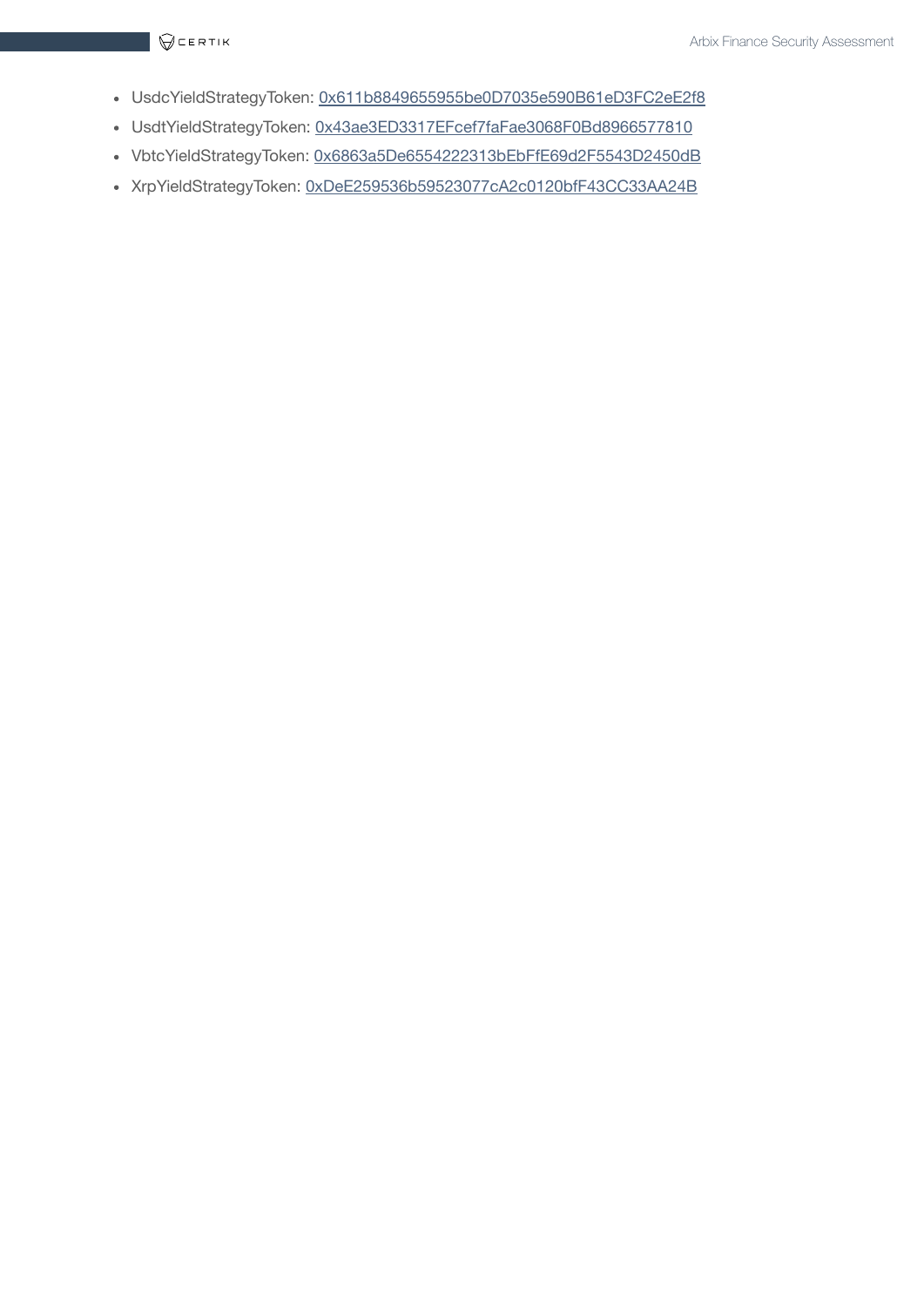- UsdcYieldStrategyToken: 0x611b8849655955be0D7035e590B61eD3FC2eE2f8
- UsdtYieldStrategyToken: 0x43ae3ED3317EFcef7faFae3068F0Bd8966577810
- VbtcYieldStrategyToken: 0x6863a5De6554222313bEbFfE69d2F5543D2450dB
- XrpYieldStrategyToken: 0xDeE259536b59523077cA2c0120bfF43CC33AA24B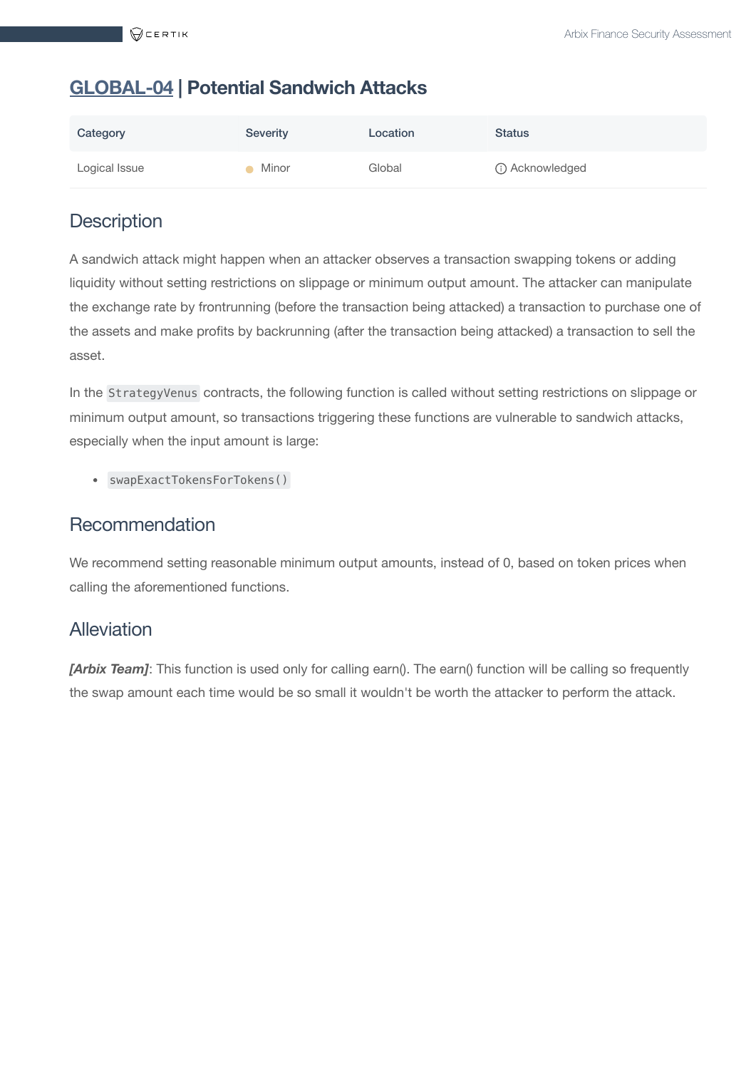## GLOBAL-04 | Potential Sandwich Attacks

| Category | Severity | Location | Status |
| --- | --- | --- | --- |
| Logical Issue | Minor | Global | Acknowledged |

### Description

A sandwich attack might happen when an attacker observes a transaction swapping tokens or adding liquidity without setting restrictions on slippage or minimum output amount. The attacker can manipulate the exchange rate by frontrunning (before the transaction being attacked) a transaction to purchase one of the assets and make profits by backrunning (after the transaction being attacked) a transaction to sell the asset.

In the `StrategyVenus` contracts, the following function is called without setting restrictions on slippage or minimum output amount, so transactions triggering these functions are vulnerable to sandwich attacks, especially when the input amount is large:

- `swapExactTokensForTokens()`

### Recommendation

We recommend setting reasonable minimum output amounts, instead of 0, based on token prices when calling the aforementioned functions.

### Alleviation

***[Arbix Team]***: This function is used only for calling earn(). The earn() function will be calling so frequently the swap amount each time would be so small it wouldn't be worth the attacker to perform the attack.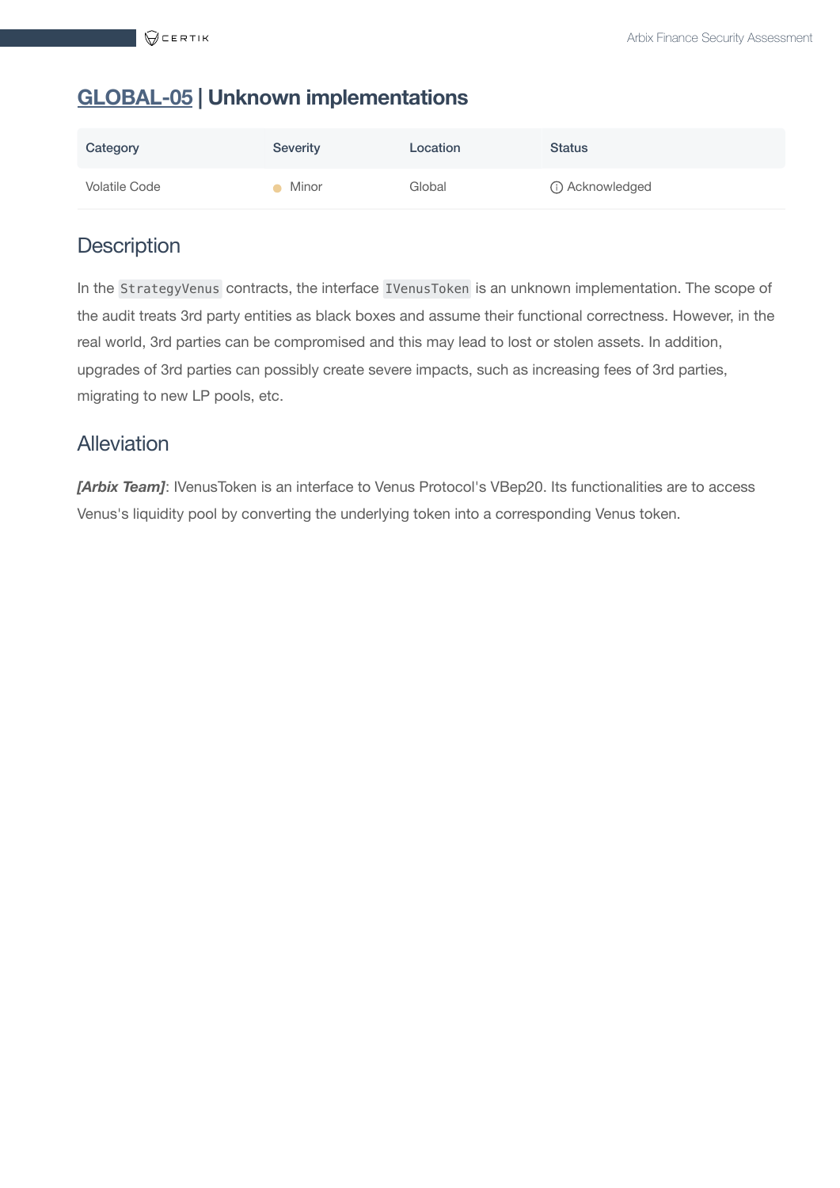## GLOBAL-05 | Unknown implementations

| Category | Severity | Location | Status |
|---|---|---|---|
| Volatile Code | Minor | Global | Acknowledged |

### Description

In the `StrategyVenus` contracts, the interface `IVenusToken` is an unknown implementation. The scope of the audit treats 3rd party entities as black boxes and assume their functional correctness. However, in the real world, 3rd parties can be compromised and this may lead to lost or stolen assets. In addition, upgrades of 3rd parties can possibly create severe impacts, such as increasing fees of 3rd parties, migrating to new LP pools, etc.

### Alleviation

***[Arbix Team]***: IVenusToken is an interface to Venus Protocol's VBep20. Its functionalities are to access Venus's liquidity pool by converting the underlying token into a corresponding Venus token.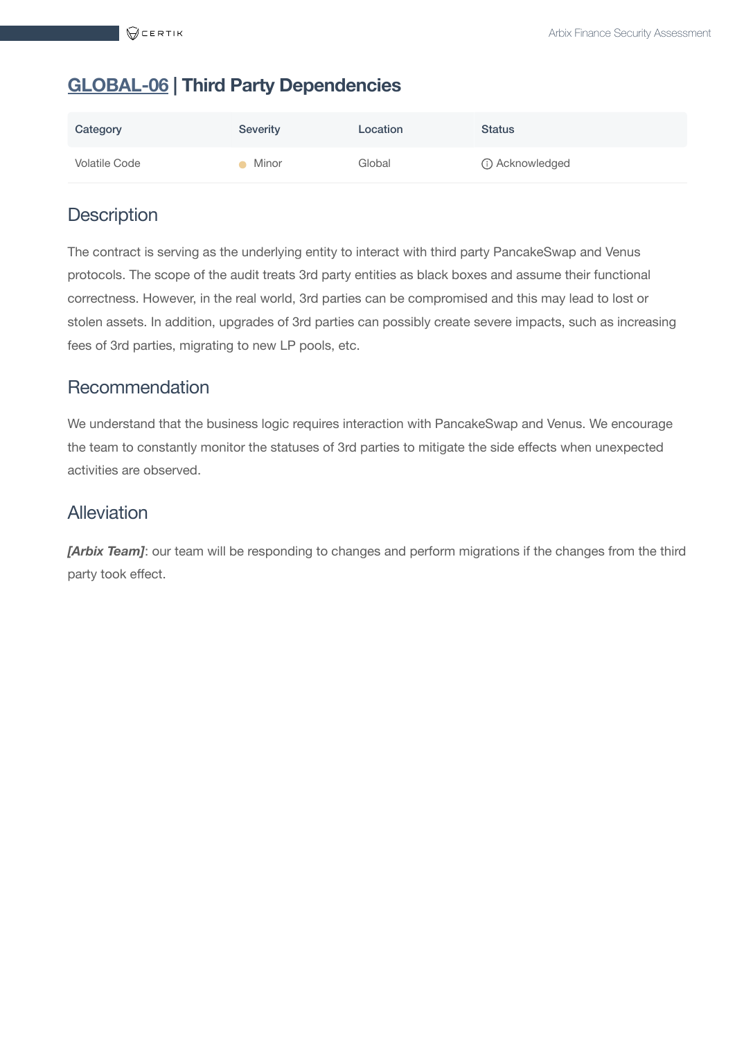## GLOBAL-06 | Third Party Dependencies

| Category | Severity | Location | Status |
| --- | --- | --- | --- |
| Volatile Code | Minor | Global | Acknowledged |

### Description

The contract is serving as the underlying entity to interact with third party PancakeSwap and Venus protocols. The scope of the audit treats 3rd party entities as black boxes and assume their functional correctness. However, in the real world, 3rd parties can be compromised and this may lead to lost or stolen assets. In addition, upgrades of 3rd parties can possibly create severe impacts, such as increasing fees of 3rd parties, migrating to new LP pools, etc.

### Recommendation

We understand that the business logic requires interaction with PancakeSwap and Venus. We encourage the team to constantly monitor the statuses of 3rd parties to mitigate the side effects when unexpected activities are observed.

### Alleviation

***[Arbix Team]***: our team will be responding to changes and perform migrations if the changes from the third party took effect.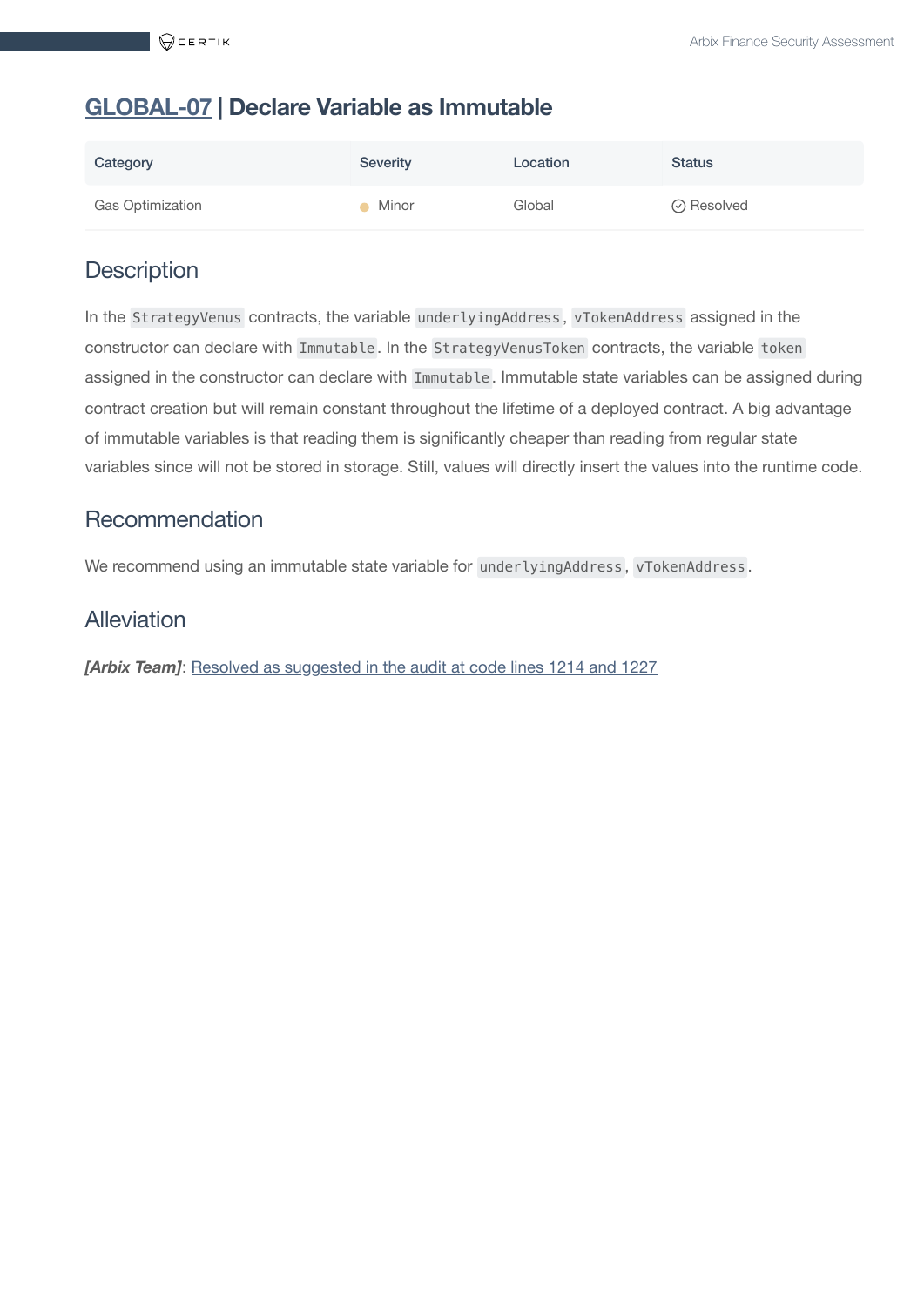## GLOBAL-07 | Declare Variable as Immutable

| Category | Severity | Location | Status |
| --- | --- | --- | --- |
| Gas Optimization | Minor | Global | Resolved |

### Description

In the `StrategyVenus` contracts, the variable `underlyingAddress`, `vTokenAddress` assigned in the constructor can declare with `Immutable`. In the `StrategyVenusToken` contracts, the variable `token` assigned in the constructor can declare with `Immutable`. Immutable state variables can be assigned during contract creation but will remain constant throughout the lifetime of a deployed contract. A big advantage of immutable variables is that reading them is significantly cheaper than reading from regular state variables since will not be stored in storage. Still, values will directly insert the values into the runtime code.

### Recommendation

We recommend using an immutable state variable for `underlyingAddress`, `vTokenAddress`.

### Alleviation

***[Arbix Team]***: Resolved as suggested in the audit at code lines 1214 and 1227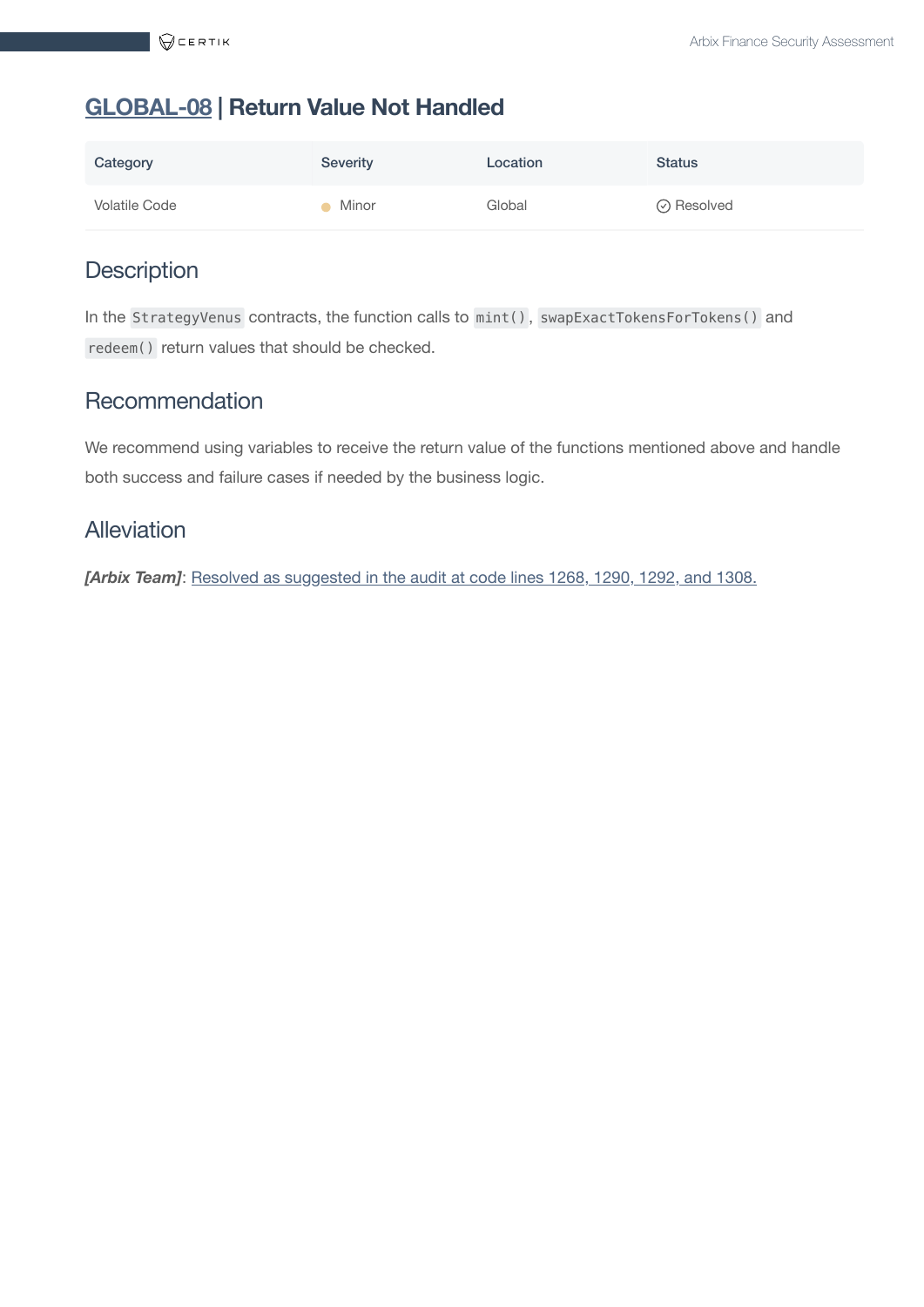# GLOBAL-08 | Return Value Not Handled

| Category | Severity | Location | Status |
| --- | --- | --- | --- |
| Volatile Code | Minor | Global | Resolved |

## Description

In the `StrategyVenus` contracts, the function calls to `mint()`, `swapExactTokensForTokens()` and `redeem()` return values that should be checked.

## Recommendation

We recommend using variables to receive the return value of the functions mentioned above and handle both success and failure cases if needed by the business logic.

## Alleviation

***[Arbix Team]***: Resolved as suggested in the audit at code lines 1268, 1290, 1292, and 1308.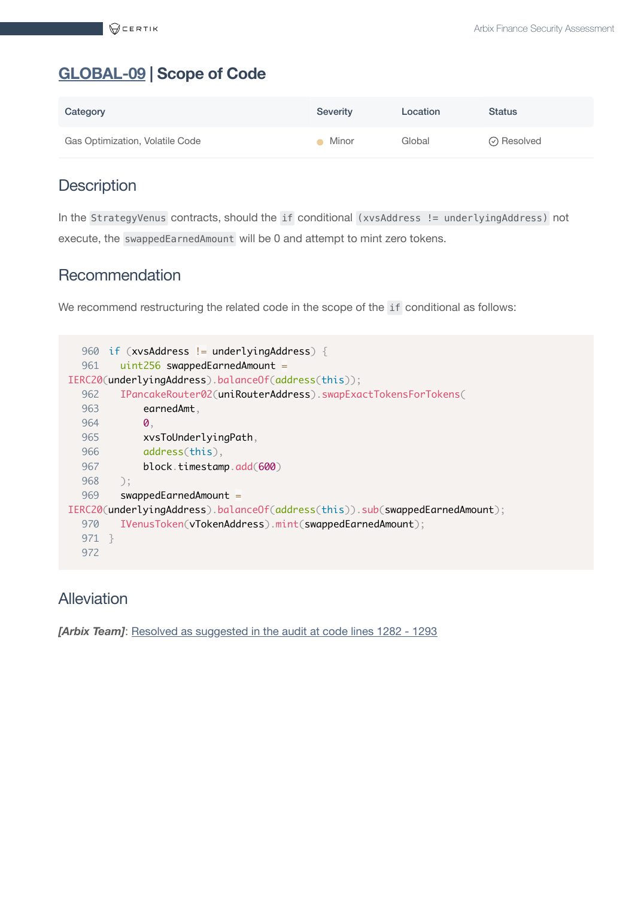## GLOBAL-09 | Scope of Code

| Category | Severity | Location | Status |
| --- | --- | --- | --- |
| Gas Optimization, Volatile Code | Minor | Global | Resolved |

### Description

In the `StrategyVenus` contracts, should the `if` conditional `(xvsAddress != underlyingAddress)` not execute, the `swappedEarnedAmount` will be 0 and attempt to mint zero tokens.

### Recommendation

We recommend restructuring the related code in the scope of the `if` conditional as follows:

```
960 if (xvsAddress != underlyingAddress) {
961   uint256 swappedEarnedAmount =
IERC20(underlyingAddress).balanceOf(address(this));
962   IPancakeRouter02(uniRouterAddress).swapExactTokensForTokens(
963       earnedAmt,
964       0,
965       xvsToUnderlyingPath,
966       address(this),
967       block.timestamp.add(600)
968   );
969   swappedEarnedAmount =
IERC20(underlyingAddress).balanceOf(address(this)).sub(swappedEarnedAmount);
970   IVenusToken(vTokenAddress).mint(swappedEarnedAmount);
971 }
972
```

### Alleviation

***[Arbix Team]***: Resolved as suggested in the audit at code lines 1282 - 1293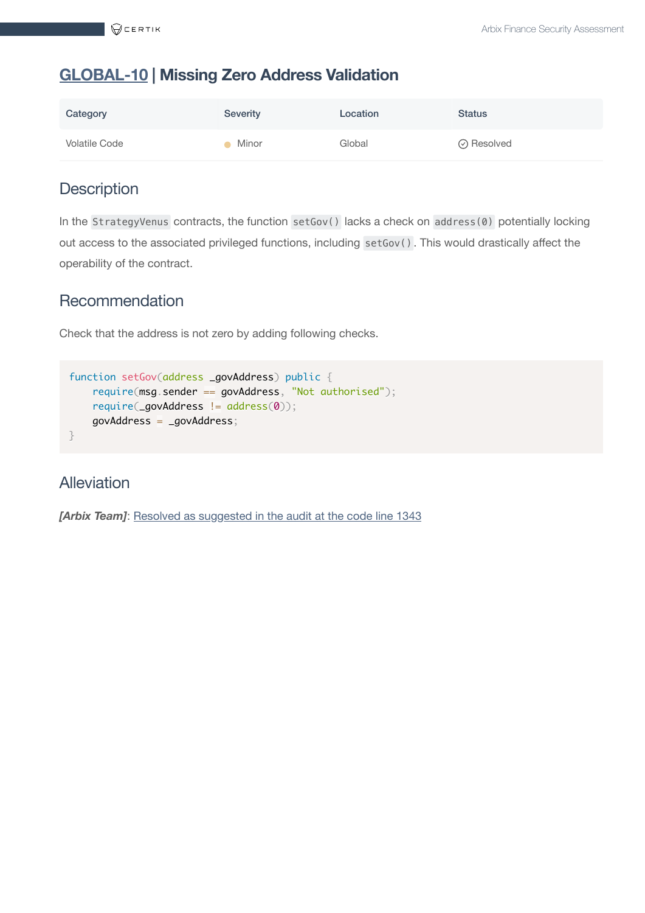## GLOBAL-10 | Missing Zero Address Validation

| Category | Severity | Location | Status |
| --- | --- | --- | --- |
| Volatile Code | Minor | Global | Resolved |

### Description

In the `StrategyVenus` contracts, the function `setGov()` lacks a check on `address(0)` potentially locking out access to the associated privileged functions, including `setGov()`. This would drastically affect the operability of the contract.

### Recommendation

Check that the address is not zero by adding following checks.

```
function setGov(address _govAddress) public {
    require(msg.sender == govAddress, "Not authorised");
    require(_govAddress != address(0));
    govAddress = _govAddress;
}
```

### Alleviation

***[Arbix Team]***: Resolved as suggested in the audit at the code line 1343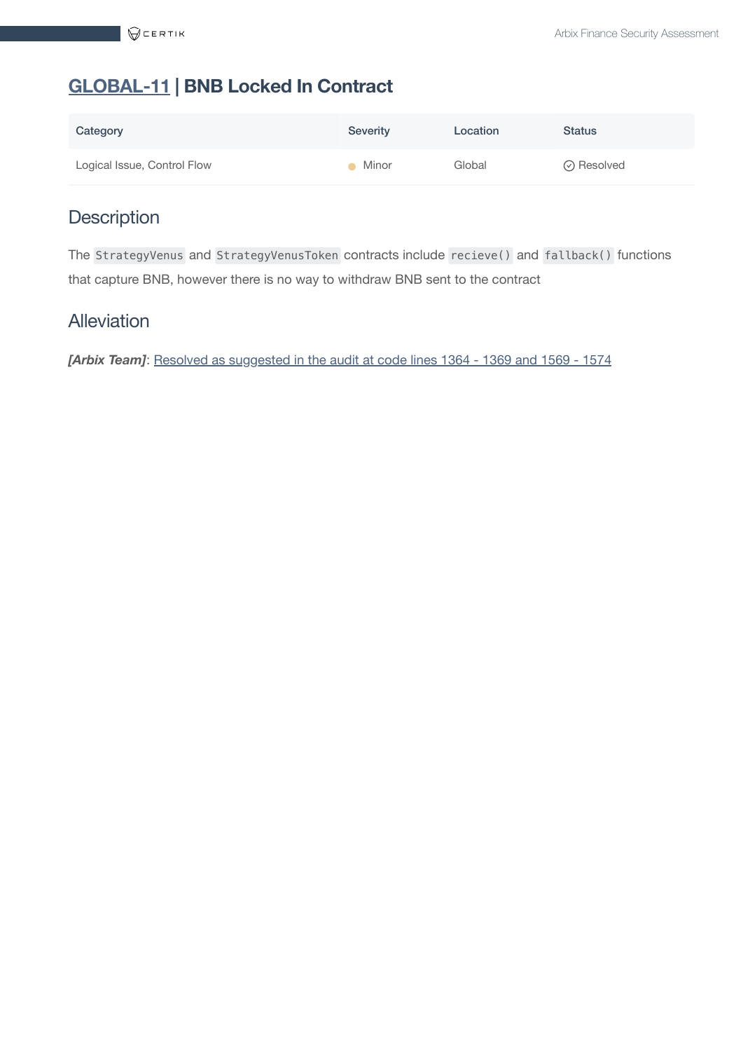## GLOBAL-11 | BNB Locked In Contract

| Category | Severity | Location | Status |
|---|---|---|---|
| Logical Issue, Control Flow | Minor | Global | Resolved |

### Description

The `StrategyVenus` and `StrategyVenusToken` contracts include `recieve()` and `fallback()` functions that capture BNB, however there is no way to withdraw BNB sent to the contract

### Alleviation

***[Arbix Team]***: Resolved as suggested in the audit at code lines 1364 - 1369 and 1569 - 1574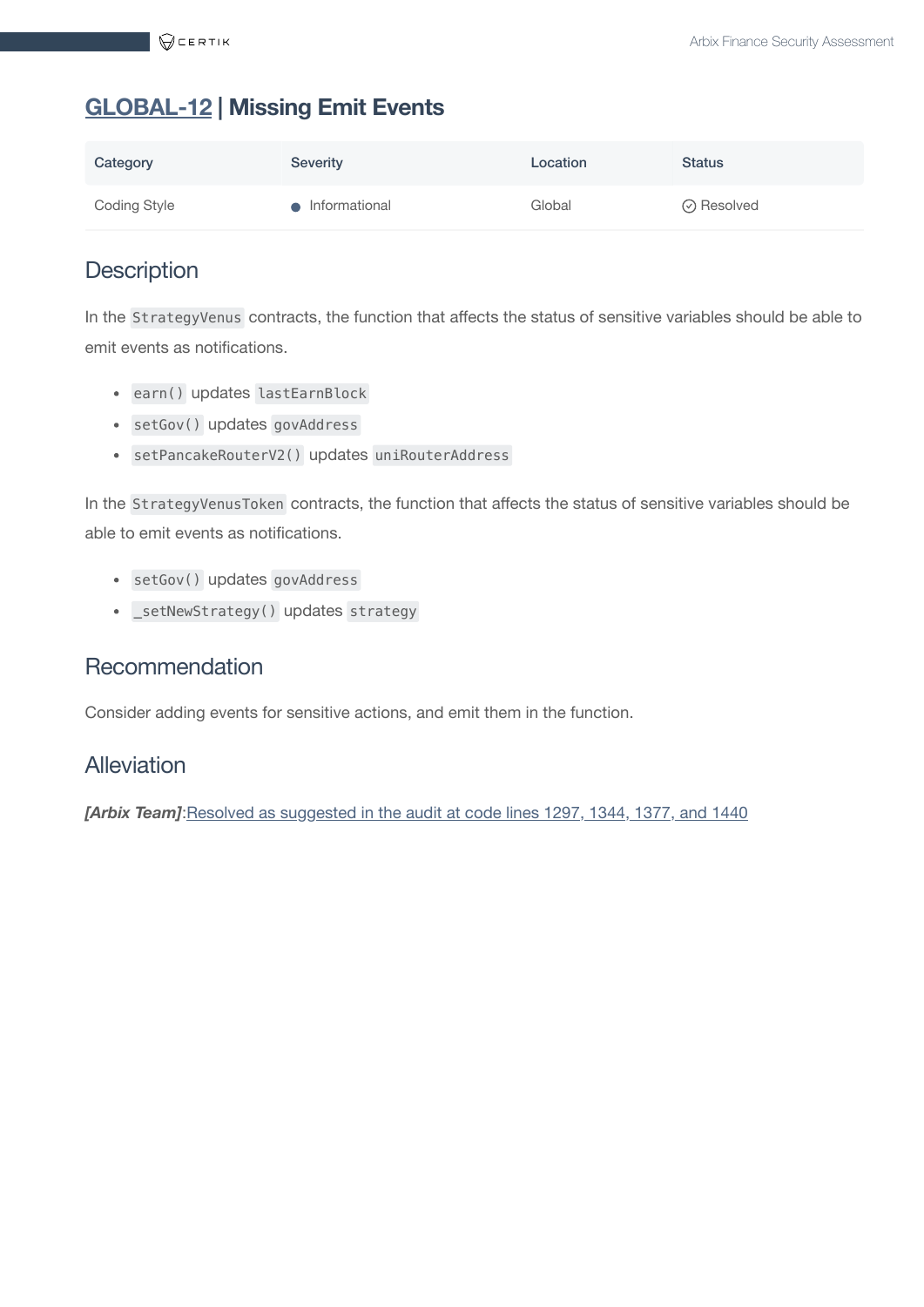## GLOBAL-12 | Missing Emit Events

| Category | Severity | Location | Status |
| --- | --- | --- | --- |
| Coding Style | Informational | Global | Resolved |

### Description

In the `StrategyVenus` contracts, the function that affects the status of sensitive variables should be able to emit events as notifications.

- `earn()` updates `lastEarnBlock`
- `setGov()` updates `govAddress`
- `setPancakeRouterV2()` updates `uniRouterAddress`

In the `StrategyVenusToken` contracts, the function that affects the status of sensitive variables should be able to emit events as notifications.

- `setGov()` updates `govAddress`
- `_setNewStrategy()` updates `strategy`

### Recommendation

Consider adding events for sensitive actions, and emit them in the function.

### Alleviation

***[Arbix Team]***:Resolved as suggested in the audit at code lines 1297, 1344, 1377, and 1440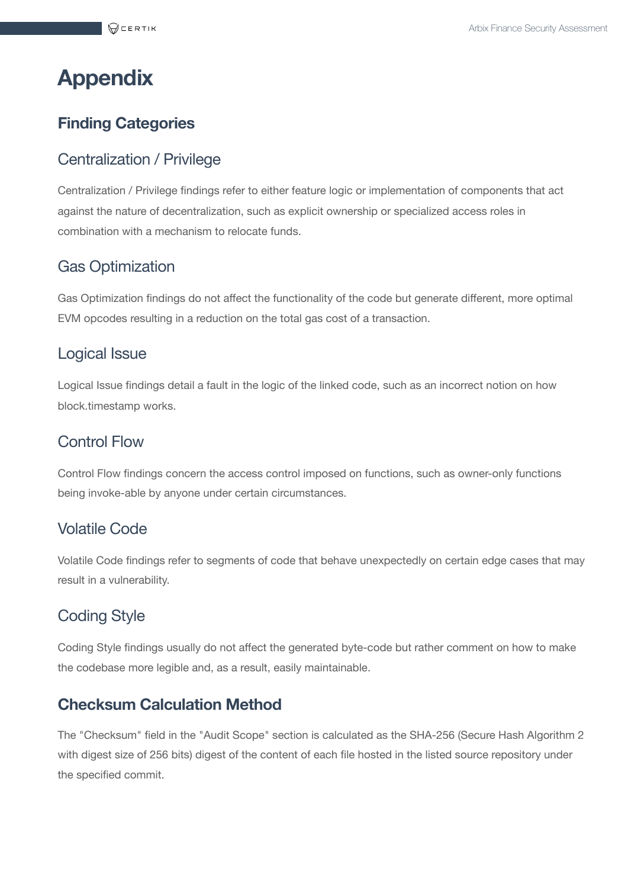# Appendix

## Finding Categories

### Centralization / Privilege

Centralization / Privilege findings refer to either feature logic or implementation of components that act against the nature of decentralization, such as explicit ownership or specialized access roles in combination with a mechanism to relocate funds.

### Gas Optimization

Gas Optimization findings do not affect the functionality of the code but generate different, more optimal EVM opcodes resulting in a reduction on the total gas cost of a transaction.

### Logical Issue

Logical Issue findings detail a fault in the logic of the linked code, such as an incorrect notion on how block.timestamp works.

### Control Flow

Control Flow findings concern the access control imposed on functions, such as owner-only functions being invoke-able by anyone under certain circumstances.

### Volatile Code

Volatile Code findings refer to segments of code that behave unexpectedly on certain edge cases that may result in a vulnerability.

### Coding Style

Coding Style findings usually do not affect the generated byte-code but rather comment on how to make the codebase more legible and, as a result, easily maintainable.

## Checksum Calculation Method

The "Checksum" field in the "Audit Scope" section is calculated as the SHA-256 (Secure Hash Algorithm 2 with digest size of 256 bits) digest of the content of each file hosted in the listed source repository under the specified commit.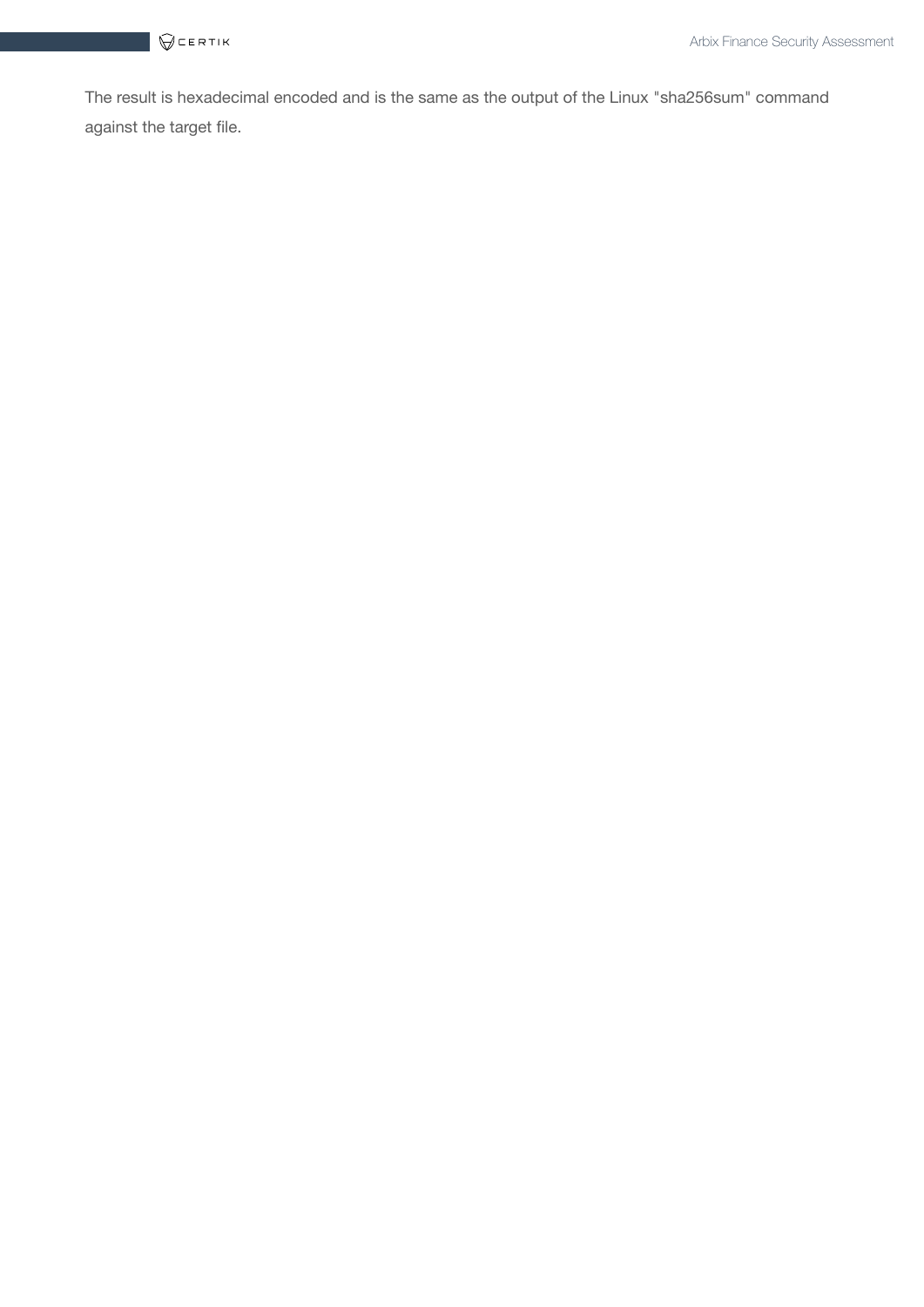The result is hexadecimal encoded and is the same as the output of the Linux "sha256sum" command against the target file.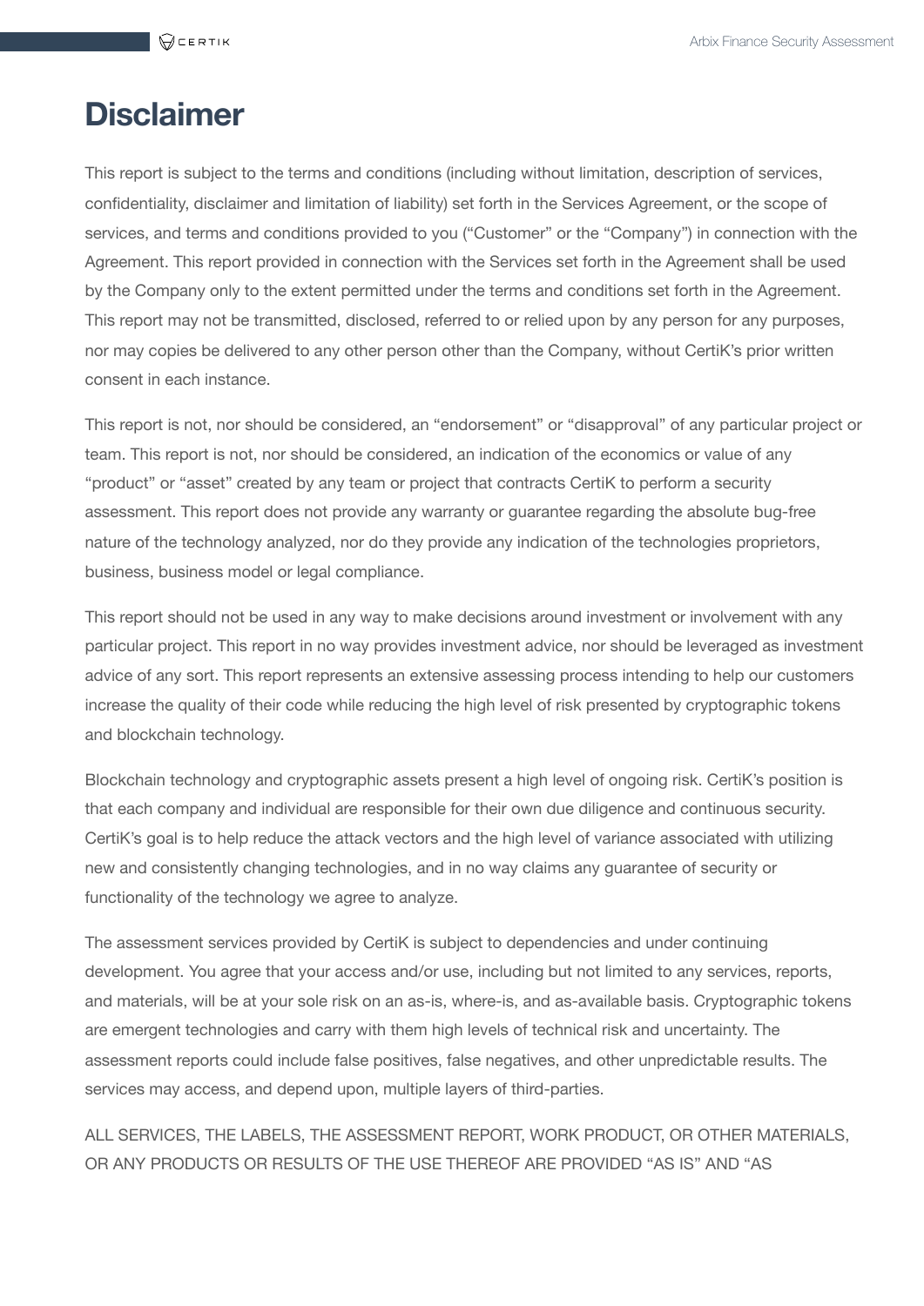# Disclaimer

This report is subject to the terms and conditions (including without limitation, description of services, confidentiality, disclaimer and limitation of liability) set forth in the Services Agreement, or the scope of services, and terms and conditions provided to you ("Customer" or the "Company") in connection with the Agreement. This report provided in connection with the Services set forth in the Agreement shall be used by the Company only to the extent permitted under the terms and conditions set forth in the Agreement. This report may not be transmitted, disclosed, referred to or relied upon by any person for any purposes, nor may copies be delivered to any other person other than the Company, without CertiK's prior written consent in each instance.

This report is not, nor should be considered, an "endorsement" or "disapproval" of any particular project or team. This report is not, nor should be considered, an indication of the economics or value of any "product" or "asset" created by any team or project that contracts CertiK to perform a security assessment. This report does not provide any warranty or guarantee regarding the absolute bug-free nature of the technology analyzed, nor do they provide any indication of the technologies proprietors, business, business model or legal compliance.

This report should not be used in any way to make decisions around investment or involvement with any particular project. This report in no way provides investment advice, nor should be leveraged as investment advice of any sort. This report represents an extensive assessing process intending to help our customers increase the quality of their code while reducing the high level of risk presented by cryptographic tokens and blockchain technology.

Blockchain technology and cryptographic assets present a high level of ongoing risk. CertiK's position is that each company and individual are responsible for their own due diligence and continuous security. CertiK's goal is to help reduce the attack vectors and the high level of variance associated with utilizing new and consistently changing technologies, and in no way claims any guarantee of security or functionality of the technology we agree to analyze.

The assessment services provided by CertiK is subject to dependencies and under continuing development. You agree that your access and/or use, including but not limited to any services, reports, and materials, will be at your sole risk on an as-is, where-is, and as-available basis. Cryptographic tokens are emergent technologies and carry with them high levels of technical risk and uncertainty. The assessment reports could include false positives, false negatives, and other unpredictable results. The services may access, and depend upon, multiple layers of third-parties.

ALL SERVICES, THE LABELS, THE ASSESSMENT REPORT, WORK PRODUCT, OR OTHER MATERIALS, OR ANY PRODUCTS OR RESULTS OF THE USE THEREOF ARE PROVIDED "AS IS" AND "AS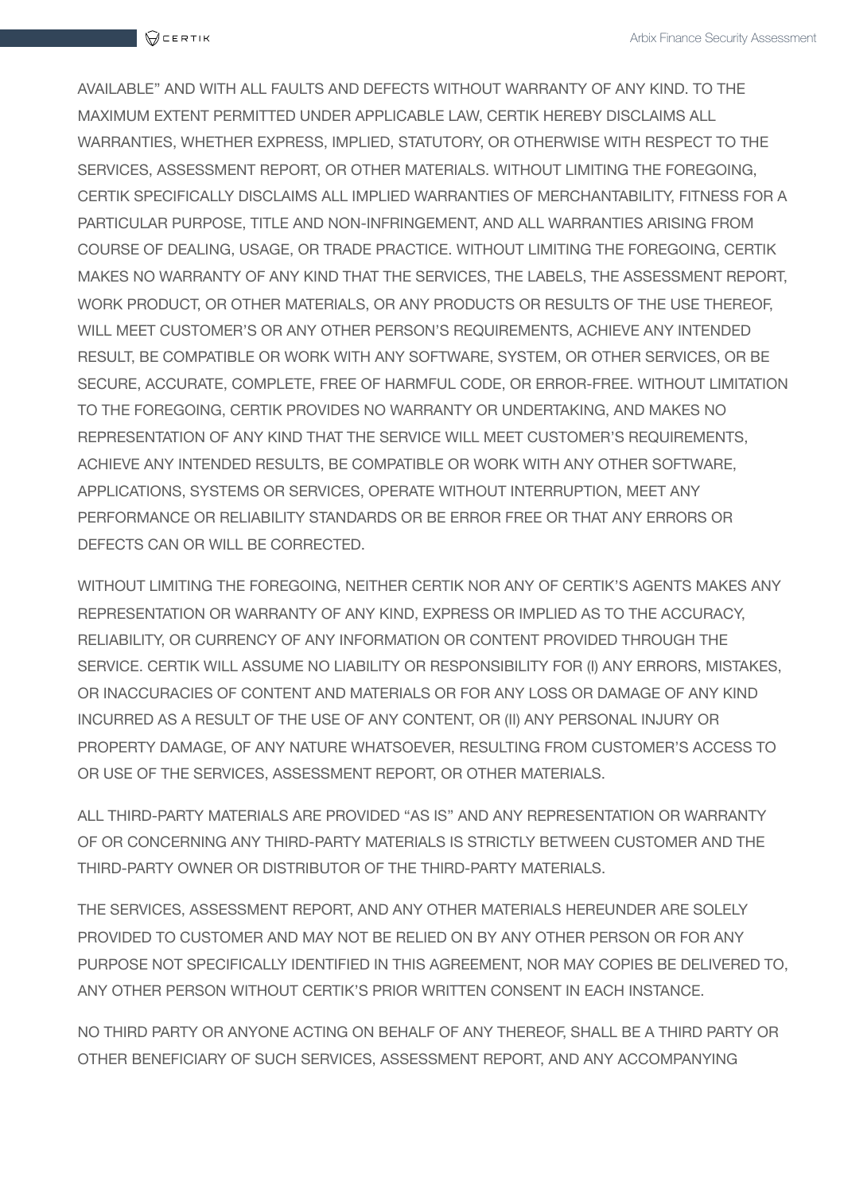AVAILABLE" AND WITH ALL FAULTS AND DEFECTS WITHOUT WARRANTY OF ANY KIND. TO THE MAXIMUM EXTENT PERMITTED UNDER APPLICABLE LAW, CERTIK HEREBY DISCLAIMS ALL WARRANTIES, WHETHER EXPRESS, IMPLIED, STATUTORY, OR OTHERWISE WITH RESPECT TO THE SERVICES, ASSESSMENT REPORT, OR OTHER MATERIALS. WITHOUT LIMITING THE FOREGOING, CERTIK SPECIFICALLY DISCLAIMS ALL IMPLIED WARRANTIES OF MERCHANTABILITY, FITNESS FOR A PARTICULAR PURPOSE, TITLE AND NON-INFRINGEMENT, AND ALL WARRANTIES ARISING FROM COURSE OF DEALING, USAGE, OR TRADE PRACTICE. WITHOUT LIMITING THE FOREGOING, CERTIK MAKES NO WARRANTY OF ANY KIND THAT THE SERVICES, THE LABELS, THE ASSESSMENT REPORT, WORK PRODUCT, OR OTHER MATERIALS, OR ANY PRODUCTS OR RESULTS OF THE USE THEREOF, WILL MEET CUSTOMER'S OR ANY OTHER PERSON'S REQUIREMENTS, ACHIEVE ANY INTENDED RESULT, BE COMPATIBLE OR WORK WITH ANY SOFTWARE, SYSTEM, OR OTHER SERVICES, OR BE SECURE, ACCURATE, COMPLETE, FREE OF HARMFUL CODE, OR ERROR-FREE. WITHOUT LIMITATION TO THE FOREGOING, CERTIK PROVIDES NO WARRANTY OR UNDERTAKING, AND MAKES NO REPRESENTATION OF ANY KIND THAT THE SERVICE WILL MEET CUSTOMER'S REQUIREMENTS, ACHIEVE ANY INTENDED RESULTS, BE COMPATIBLE OR WORK WITH ANY OTHER SOFTWARE, APPLICATIONS, SYSTEMS OR SERVICES, OPERATE WITHOUT INTERRUPTION, MEET ANY PERFORMANCE OR RELIABILITY STANDARDS OR BE ERROR FREE OR THAT ANY ERRORS OR DEFECTS CAN OR WILL BE CORRECTED.

WITHOUT LIMITING THE FOREGOING, NEITHER CERTIK NOR ANY OF CERTIK'S AGENTS MAKES ANY REPRESENTATION OR WARRANTY OF ANY KIND, EXPRESS OR IMPLIED AS TO THE ACCURACY, RELIABILITY, OR CURRENCY OF ANY INFORMATION OR CONTENT PROVIDED THROUGH THE SERVICE. CERTIK WILL ASSUME NO LIABILITY OR RESPONSIBILITY FOR (I) ANY ERRORS, MISTAKES, OR INACCURACIES OF CONTENT AND MATERIALS OR FOR ANY LOSS OR DAMAGE OF ANY KIND INCURRED AS A RESULT OF THE USE OF ANY CONTENT, OR (II) ANY PERSONAL INJURY OR PROPERTY DAMAGE, OF ANY NATURE WHATSOEVER, RESULTING FROM CUSTOMER'S ACCESS TO OR USE OF THE SERVICES, ASSESSMENT REPORT, OR OTHER MATERIALS.

ALL THIRD-PARTY MATERIALS ARE PROVIDED "AS IS" AND ANY REPRESENTATION OR WARRANTY OF OR CONCERNING ANY THIRD-PARTY MATERIALS IS STRICTLY BETWEEN CUSTOMER AND THE THIRD-PARTY OWNER OR DISTRIBUTOR OF THE THIRD-PARTY MATERIALS.

THE SERVICES, ASSESSMENT REPORT, AND ANY OTHER MATERIALS HEREUNDER ARE SOLELY PROVIDED TO CUSTOMER AND MAY NOT BE RELIED ON BY ANY OTHER PERSON OR FOR ANY PURPOSE NOT SPECIFICALLY IDENTIFIED IN THIS AGREEMENT, NOR MAY COPIES BE DELIVERED TO, ANY OTHER PERSON WITHOUT CERTIK'S PRIOR WRITTEN CONSENT IN EACH INSTANCE.

NO THIRD PARTY OR ANYONE ACTING ON BEHALF OF ANY THEREOF, SHALL BE A THIRD PARTY OR OTHER BENEFICIARY OF SUCH SERVICES, ASSESSMENT REPORT, AND ANY ACCOMPANYING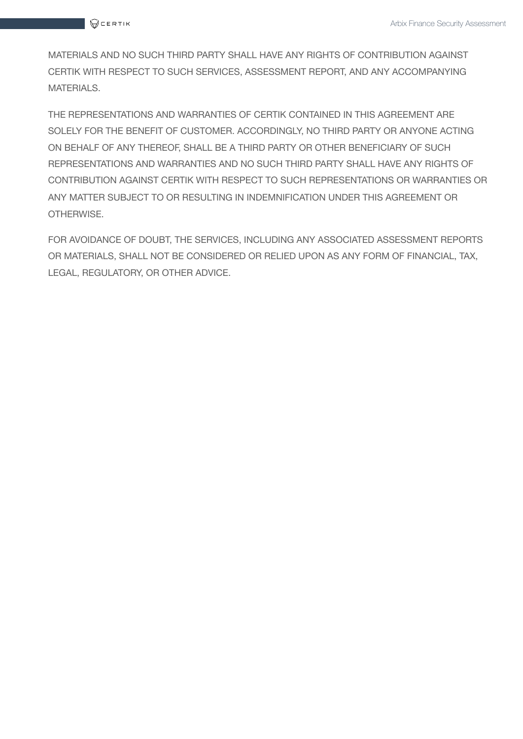MATERIALS AND NO SUCH THIRD PARTY SHALL HAVE ANY RIGHTS OF CONTRIBUTION AGAINST CERTIK WITH RESPECT TO SUCH SERVICES, ASSESSMENT REPORT, AND ANY ACCOMPANYING MATERIALS.

THE REPRESENTATIONS AND WARRANTIES OF CERTIK CONTAINED IN THIS AGREEMENT ARE SOLELY FOR THE BENEFIT OF CUSTOMER. ACCORDINGLY, NO THIRD PARTY OR ANYONE ACTING ON BEHALF OF ANY THEREOF, SHALL BE A THIRD PARTY OR OTHER BENEFICIARY OF SUCH REPRESENTATIONS AND WARRANTIES AND NO SUCH THIRD PARTY SHALL HAVE ANY RIGHTS OF CONTRIBUTION AGAINST CERTIK WITH RESPECT TO SUCH REPRESENTATIONS OR WARRANTIES OR ANY MATTER SUBJECT TO OR RESULTING IN INDEMNIFICATION UNDER THIS AGREEMENT OR OTHERWISE.

FOR AVOIDANCE OF DOUBT, THE SERVICES, INCLUDING ANY ASSOCIATED ASSESSMENT REPORTS OR MATERIALS, SHALL NOT BE CONSIDERED OR RELIED UPON AS ANY FORM OF FINANCIAL, TAX, LEGAL, REGULATORY, OR OTHER ADVICE.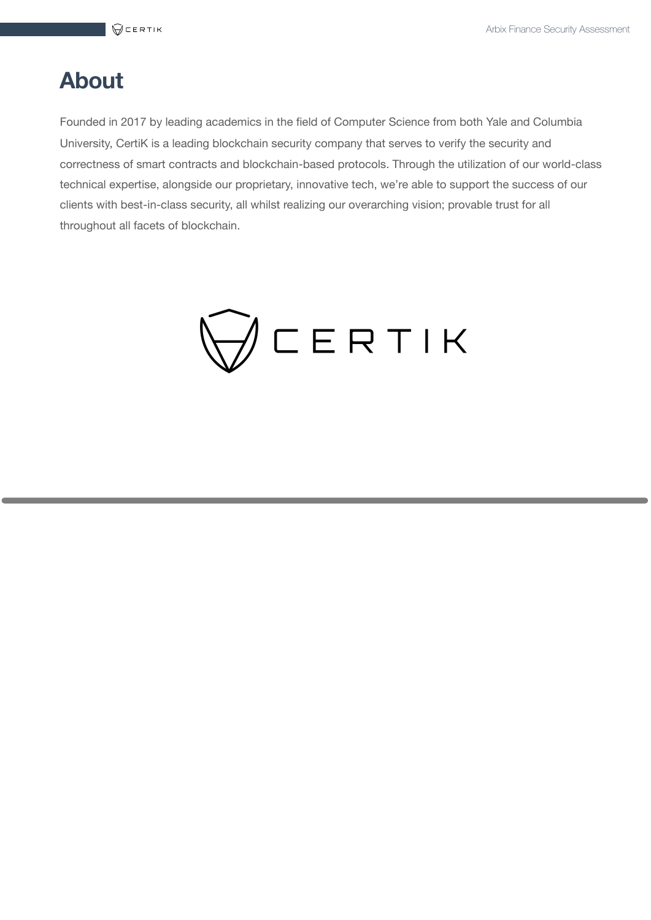# About

Founded in 2017 by leading academics in the field of Computer Science from both Yale and Columbia University, CertiK is a leading blockchain security company that serves to verify the security and correctness of smart contracts and blockchain-based protocols. Through the utilization of our world-class technical expertise, alongside our proprietary, innovative tech, we're able to support the success of our clients with best-in-class security, all whilst realizing our overarching vision; provable trust for all throughout all facets of blockchain.